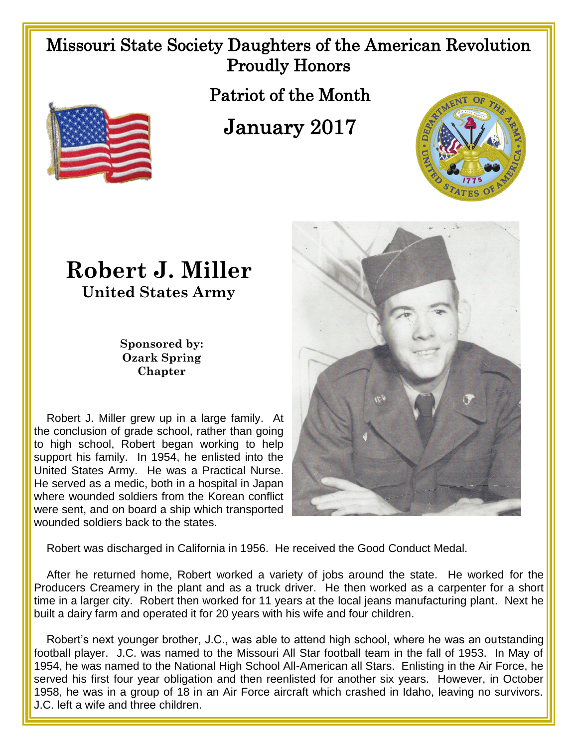# Missouri State Society Daughters of the American Revolution Proudly Honors

## Patriot of the Month

## January 2017

# Robert J. Miller

### United States Army

**Sponsored by: Ozark Spring Chapter**

Robert J. Miller grew up in a large family. At the conclusion of grade school, rather than going to high school, Robert began working to help support his family. In 1954, he enlisted into the United States Army. He was a Practical Nurse. He served as a medic, both in a hospital in Japan where wounded soldiers from the Korean conflict were sent, and on board a ship which transported wounded soldiers back to the states.

Robert was discharged in California in 1956. He received the Good Conduct Medal.

After he returned home, Robert worked a variety of jobs around the state. He worked for the Producers Creamery in the plant and as a truck driver. He then worked as a carpenter for a short time in a larger city. Robert then worked for 11 years at the local jeans manufacturing plant. Next he built a dairy farm and operated it for 20 years with his wife and four children.

Robert's next younger brother, J.C., was able to attend high school, where he was an outstanding football player. J.C. was named to the Missouri All Star football team in the fall of 1953. In May of 1954, he was named to the National High School All-American all Stars. Enlisting in the Air Force, he served his first four year obligation and then reenlisted for another six years. However, in October 1958, he was in a group of 18 in an Air Force aircraft which crashed in Idaho, leaving no survivors. J.C. left a wife and three children.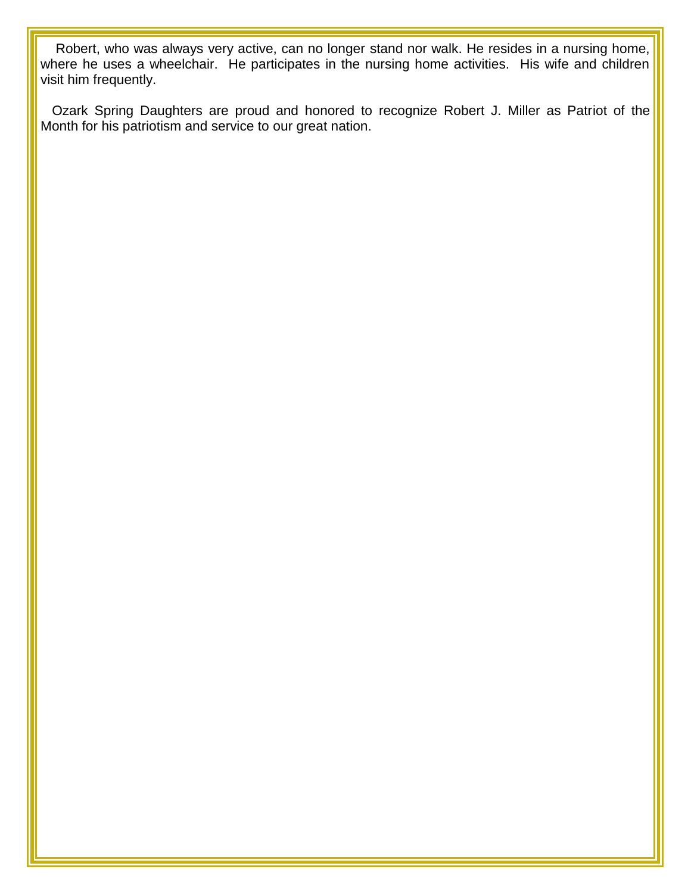Robert, who was always very active, can no longer stand nor walk. He resides in a nursing home, where he uses a wheelchair. He participates in the nursing home activities. His wife and children visit him frequently.

Ozark Spring Daughters are proud and honored to recognize Robert J. Miller as Patriot of the Month for his patriotism and service to our great nation.